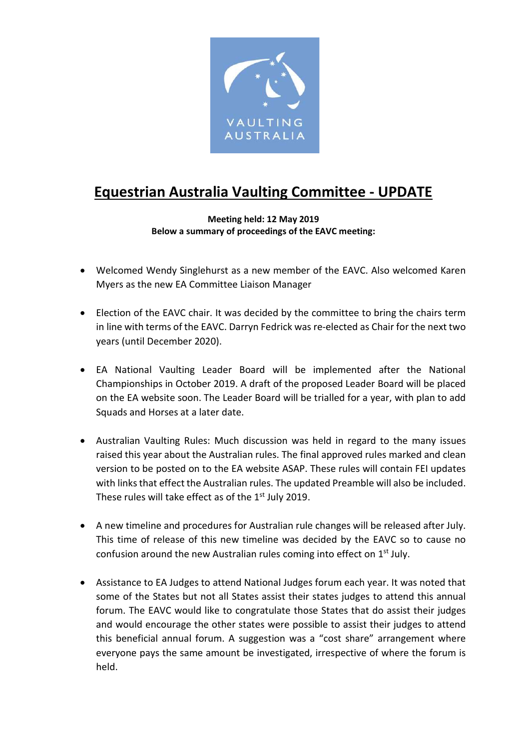# Equestrian Australia Vaulting Committee - UPDATE

**Meeting held: 12 May 2019**
**Below a summary of proceedings of the EAVC meeting:**

- Welcomed Wendy Singlehurst as a new member of the EAVC. Also welcomed Karen Myers as the new EA Committee Liaison Manager

- Election of the EAVC chair. It was decided by the committee to bring the chairs term in line with terms of the EAVC. Darryn Fedrick was re-elected as Chair for the next two years (until December 2020).

- EA National Vaulting Leader Board will be implemented after the National Championships in October 2019. A draft of the proposed Leader Board will be placed on the EA website soon. The Leader Board will be trialled for a year, with plan to add Squads and Horses at a later date.

- Australian Vaulting Rules: Much discussion was held in regard to the many issues raised this year about the Australian rules. The final approved rules marked and clean version to be posted on to the EA website ASAP. These rules will contain FEI updates with links that effect the Australian rules. The updated Preamble will also be included. These rules will take effect as of the 1st July 2019.

- A new timeline and procedures for Australian rule changes will be released after July. This time of release of this new timeline was decided by the EAVC so to cause no confusion around the new Australian rules coming into effect on 1st July.

- Assistance to EA Judges to attend National Judges forum each year. It was noted that some of the States but not all States assist their states judges to attend this annual forum. The EAVC would like to congratulate those States that do assist their judges and would encourage the other states were possible to assist their judges to attend this beneficial annual forum. A suggestion was a "cost share" arrangement where everyone pays the same amount be investigated, irrespective of where the forum is held.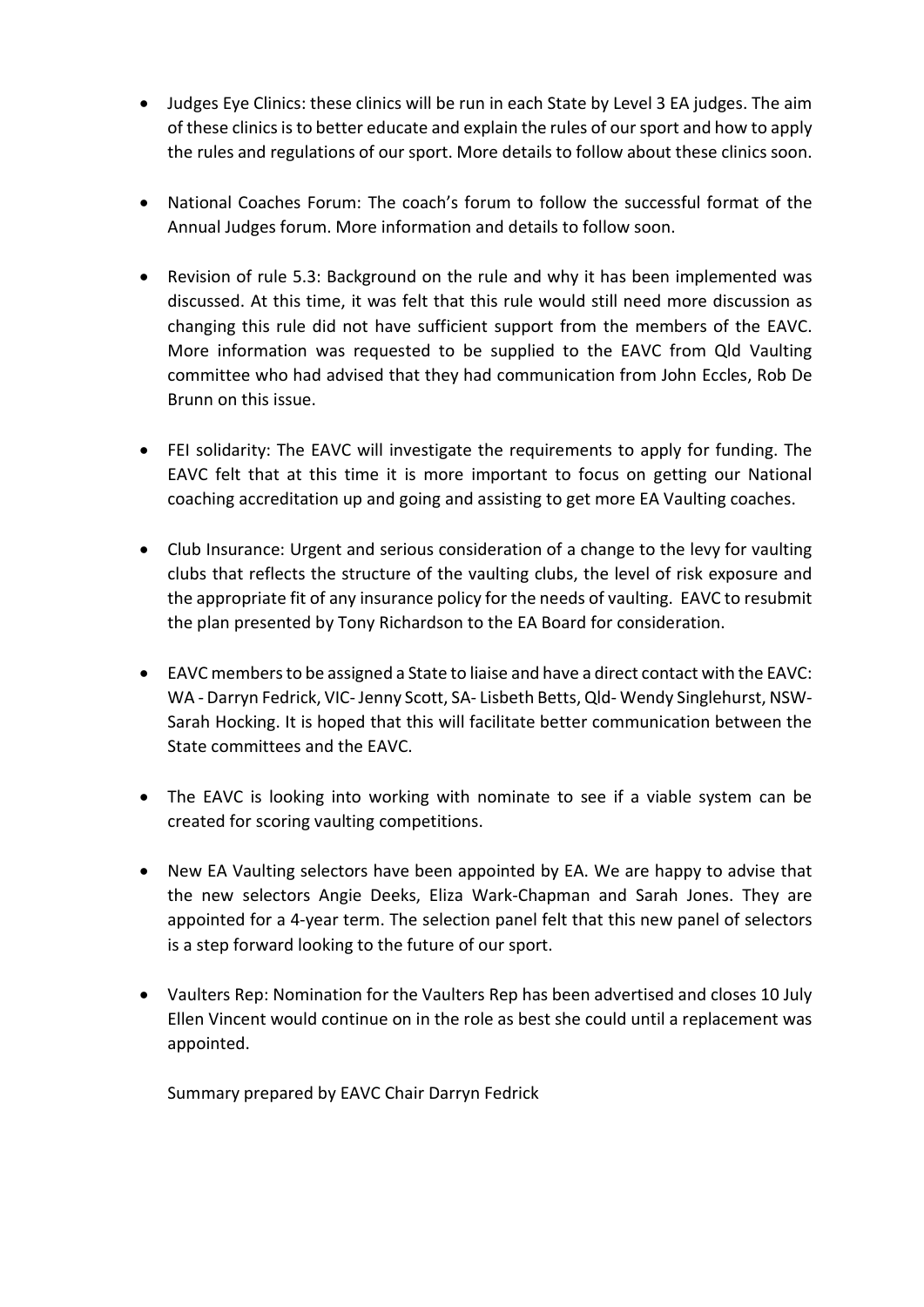- Judges Eye Clinics: these clinics will be run in each State by Level 3 EA judges. The aim of these clinics is to better educate and explain the rules of our sport and how to apply the rules and regulations of our sport. More details to follow about these clinics soon.

- National Coaches Forum: The coach's forum to follow the successful format of the Annual Judges forum. More information and details to follow soon.

- Revision of rule 5.3: Background on the rule and why it has been implemented was discussed. At this time, it was felt that this rule would still need more discussion as changing this rule did not have sufficient support from the members of the EAVC. More information was requested to be supplied to the EAVC from Qld Vaulting committee who had advised that they had communication from John Eccles, Rob De Brunn on this issue.

- FEI solidarity: The EAVC will investigate the requirements to apply for funding. The EAVC felt that at this time it is more important to focus on getting our National coaching accreditation up and going and assisting to get more EA Vaulting coaches.

- Club Insurance: Urgent and serious consideration of a change to the levy for vaulting clubs that reflects the structure of the vaulting clubs, the level of risk exposure and the appropriate fit of any insurance policy for the needs of vaulting. EAVC to resubmit the plan presented by Tony Richardson to the EA Board for consideration.

- EAVC members to be assigned a State to liaise and have a direct contact with the EAVC: WA - Darryn Fedrick, VIC- Jenny Scott, SA- Lisbeth Betts, Qld- Wendy Singlehurst, NSW- Sarah Hocking. It is hoped that this will facilitate better communication between the State committees and the EAVC.

- The EAVC is looking into working with nominate to see if a viable system can be created for scoring vaulting competitions.

- New EA Vaulting selectors have been appointed by EA. We are happy to advise that the new selectors Angie Deeks, Eliza Wark-Chapman and Sarah Jones. They are appointed for a 4-year term. The selection panel felt that this new panel of selectors is a step forward looking to the future of our sport.

- Vaulters Rep: Nomination for the Vaulters Rep has been advertised and closes 10 July Ellen Vincent would continue on in the role as best she could until a replacement was appointed.

  Summary prepared by EAVC Chair Darryn Fedrick